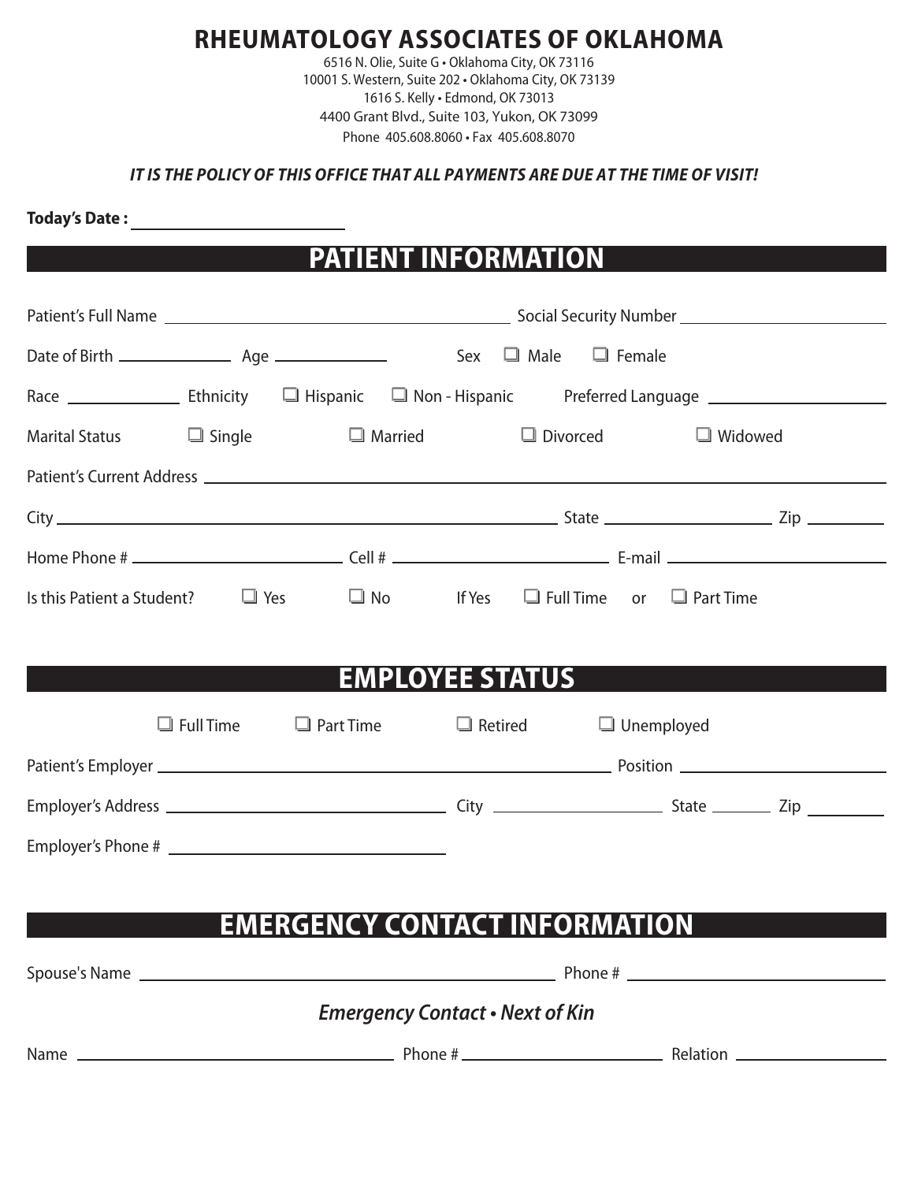# RHEUMATOLOGY ASSOCIATES OF OKLAHOMA

6516 N. Olie, Suite G • Oklahoma City, OK 73116
10001 S. Western, Suite 202 • Oklahoma City, OK 73139
1616 S. Kelly • Edmond, OK 73013
4400 Grant Blvd., Suite 103, Yukon, OK 73099
Phone 405.608.8060 • Fax 405.608.8070

***IT IS THE POLICY OF THIS OFFICE THAT ALL PAYMENTS ARE DUE AT THE TIME OF VISIT!***

**Today's Date :** ____________________

## PATIENT INFORMATION

Patient's Full Name ______________________________ Social Security Number ____________________

Date of Birth ____________ Age ____________ Sex ☐ Male ☐ Female

Race ____________ Ethnicity ☐ Hispanic ☐ Non - Hispanic Preferred Language ____________________

Marital Status ☐ Single ☐ Married ☐ Divorced ☐ Widowed

Patient's Current Address ________________________________________________

City ______________________________ State ________________ Zip ________

Home Phone # ____________________ Cell # ____________________ E-mail ____________________

Is this Patient a Student? ☐ Yes ☐ No If Yes ☐ Full Time or ☐ Part Time

## EMPLOYEE STATUS

☐ Full Time ☐ Part Time ☐ Retired ☐ Unemployed

Patient's Employer ________________________________________ Position ____________________

Employer's Address ________________________ City ________________ State ______ Zip ________

Employer's Phone # ________________________

## EMERGENCY CONTACT INFORMATION

Spouse's Name ________________________________________ Phone # ________________________

### *Emergency Contact • Next of Kin*

Name ______________________________ Phone # ____________________ Relation ________________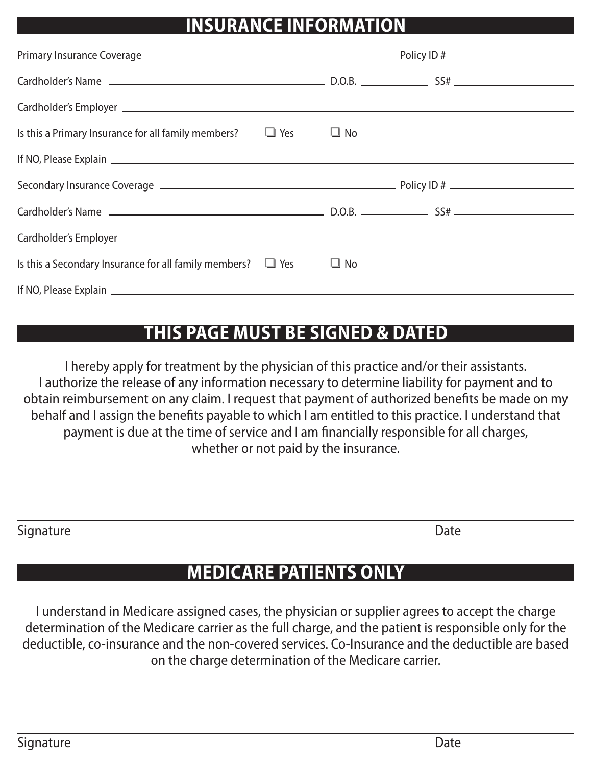## INSURANCE INFORMATION

Primary Insurance Coverage ______________________________ Policy ID # ______________

Cardholder's Name ______________________________ D.O.B. __________ SS# ______________

Cardholder's Employer ______________________________

Is this a Primary Insurance for all family members? ☐ Yes ☐ No

If NO, Please Explain ______________________________

Secondary Insurance Coverage ______________________________ Policy ID # ______________

Cardholder's Name ______________________________ D.O.B. __________ SS# ______________

Cardholder's Employer ______________________________

Is this a Secondary Insurance for all family members? ☐ Yes ☐ No

If NO, Please Explain ______________________________

## THIS PAGE MUST BE SIGNED & DATED

I hereby apply for treatment by the physician of this practice and/or their assistants. I authorize the release of any information necessary to determine liability for payment and to obtain reimbursement on any claim. I request that payment of authorized benefits be made on my behalf and I assign the benefits payable to which I am entitled to this practice. I understand that payment is due at the time of service and I am financially responsible for all charges, whether or not paid by the insurance.

______________________________

Signature Date

## MEDICARE PATIENTS ONLY

I understand in Medicare assigned cases, the physician or supplier agrees to accept the charge determination of the Medicare carrier as the full charge, and the patient is responsible only for the deductible, co-insurance and the non-covered services. Co-Insurance and the deductible are based on the charge determination of the Medicare carrier.

______________________________

Signature Date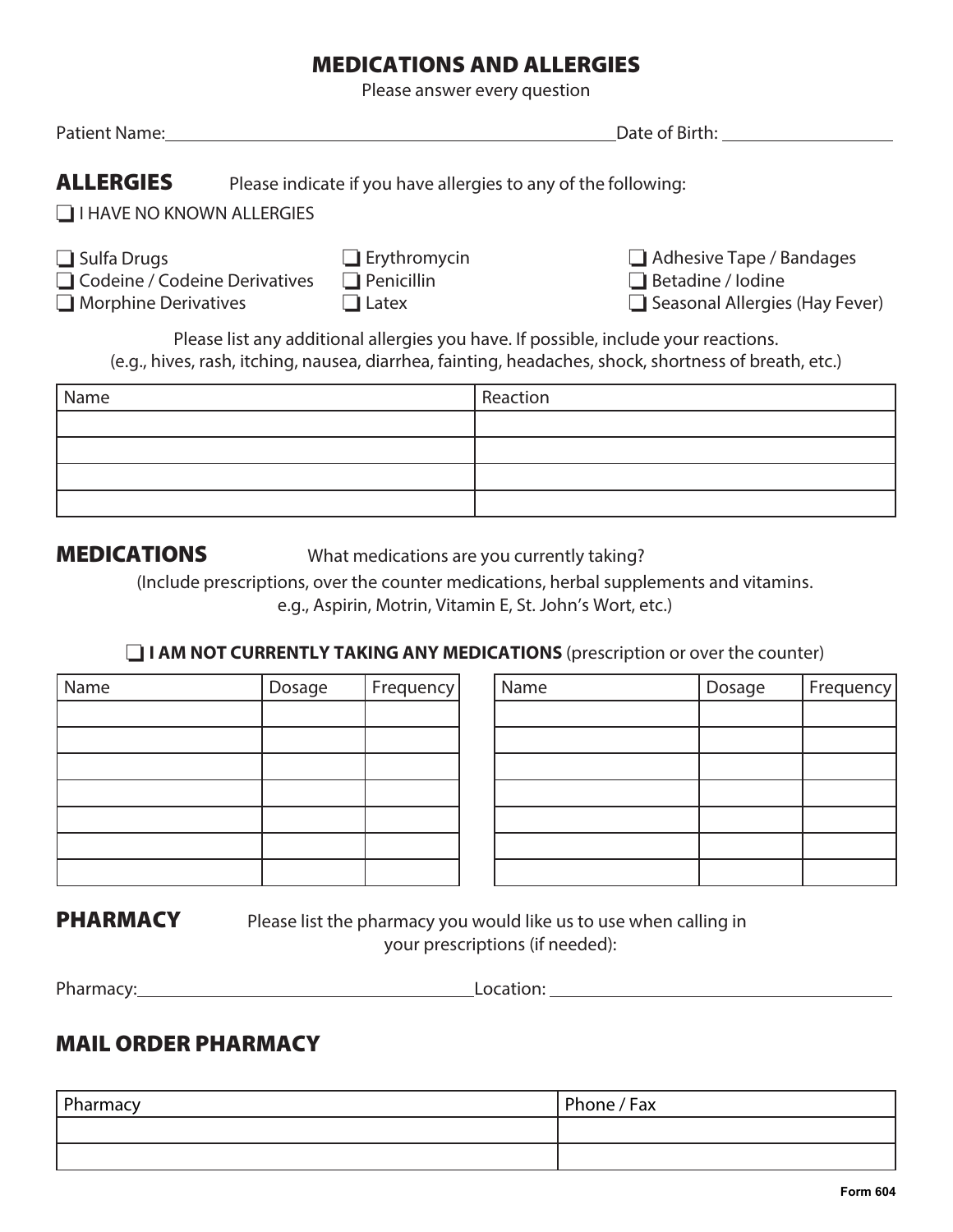# MEDICATIONS AND ALLERGIES

Please answer every question

Patient Name: ______________________________ Date of Birth: ______________

## ALLERGIES

Please indicate if you have allergies to any of the following:

- ❑ I HAVE NO KNOWN ALLERGIES

- ❑ Sulfa Drugs
- ❑ Codeine / Codeine Derivatives
- ❑ Morphine Derivatives
- ❑ Erythromycin
- ❑ Penicillin
- ❑ Latex
- ❑ Adhesive Tape / Bandages
- ❑ Betadine / Iodine
- ❑ Seasonal Allergies (Hay Fever)

Please list any additional allergies you have. If possible, include your reactions.
(e.g., hives, rash, itching, nausea, diarrhea, fainting, headaches, shock, shortness of breath, etc.)

| Name | Reaction |
|---|---|
| | |
| | |
| | |
| | |

## MEDICATIONS

What medications are you currently taking?
(Include prescriptions, over the counter medications, herbal supplements and vitamins.
e.g., Aspirin, Motrin, Vitamin E, St. John's Wort, etc.)

❑ **I AM NOT CURRENTLY TAKING ANY MEDICATIONS** (prescription or over the counter)

| Name | Dosage | Frequency | Name | Dosage | Frequency |
|---|---|---|---|---|---|
| | | | | | |
| | | | | | |
| | | | | | |
| | | | | | |
| | | | | | |
| | | | | | |
| | | | | | |

## PHARMACY

Please list the pharmacy you would like us to use when calling in your prescriptions (if needed):

Pharmacy: ______________________________ Location: ______________________________

## MAIL ORDER PHARMACY

| Pharmacy | Phone / Fax |
|---|---|
| | |
| | |

Form 604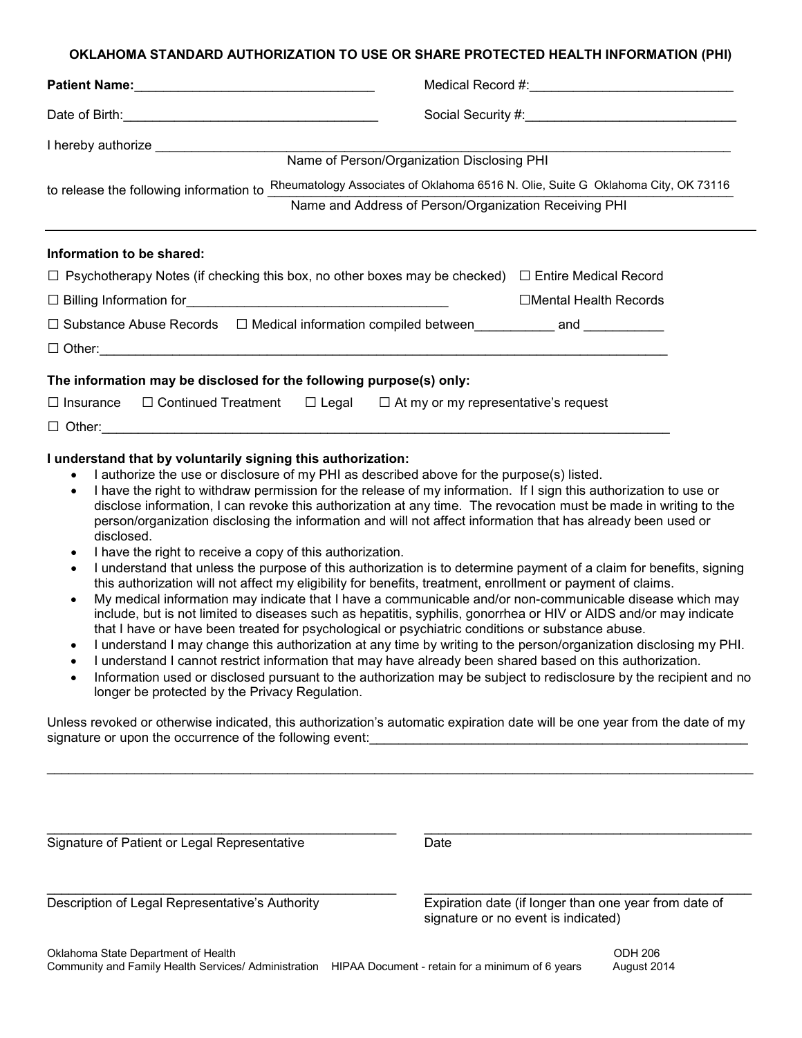**OKLAHOMA STANDARD AUTHORIZATION TO USE OR SHARE PROTECTED HEALTH INFORMATION (PHI)**

**Patient Name:**_________________________________ Medical Record #:____________________________

Date of Birth:___________________________________ Social Security #:_____________________________

I hereby authorize ________________________________________________________________________
Name of Person/Organization Disclosing PHI

to release the following information to Rheumatology Associates of Oklahoma 6516 N. Olie, Suite G Oklahoma City, OK 73116
Name and Address of Person/Organization Receiving PHI

---

**Information to be shared:**

☐ Psychotherapy Notes (if checking this box, no other boxes may be checked) ☐ Entire Medical Record

☐ Billing Information for___________________________________ ☐Mental Health Records

☐ Substance Abuse Records ☐ Medical information compiled between__________ and __________

☐ Other:_________________________________________________________________________________

**The information may be disclosed for the following purpose(s) only:**

☐ Insurance ☐ Continued Treatment ☐ Legal ☐ At my or my representative's request

☐ Other:_________________________________________________________________________________

**I understand that by voluntarily signing this authorization:**

- I authorize the use or disclosure of my PHI as described above for the purpose(s) listed.
- I have the right to withdraw permission for the release of my information. If I sign this authorization to use or disclose information, I can revoke this authorization at any time. The revocation must be made in writing to the person/organization disclosing the information and will not affect information that has already been used or disclosed.
- I have the right to receive a copy of this authorization.
- I understand that unless the purpose of this authorization is to determine payment of a claim for benefits, signing this authorization will not affect my eligibility for benefits, treatment, enrollment or payment of claims.
- My medical information may indicate that I have a communicable and/or non-communicable disease which may include, but is not limited to diseases such as hepatitis, syphilis, gonorrhea or HIV or AIDS and/or may indicate that I have or have been treated for psychological or psychiatric conditions or substance abuse.
- I understand I may change this authorization at any time by writing to the person/organization disclosing my PHI.
- I understand I cannot restrict information that may have already been shared based on this authorization.
- Information used or disclosed pursuant to the authorization may be subject to redisclosure by the recipient and no longer be protected by the Privacy Regulation.

Unless revoked or otherwise indicated, this authorization's automatic expiration date will be one year from the date of my signature or upon the occurrence of the following event:_____________________________________________________

_____________________________________________________________________________________________

_____________________________________________ _____________________________________________
Signature of Patient or Legal Representative Date

_____________________________________________ _____________________________________________
Description of Legal Representative's Authority Expiration date (if longer than one year from date of signature or no event is indicated)

Oklahoma State Department of Health ODH 206
Community and Family Health Services/ Administration HIPAA Document - retain for a minimum of 6 years August 2014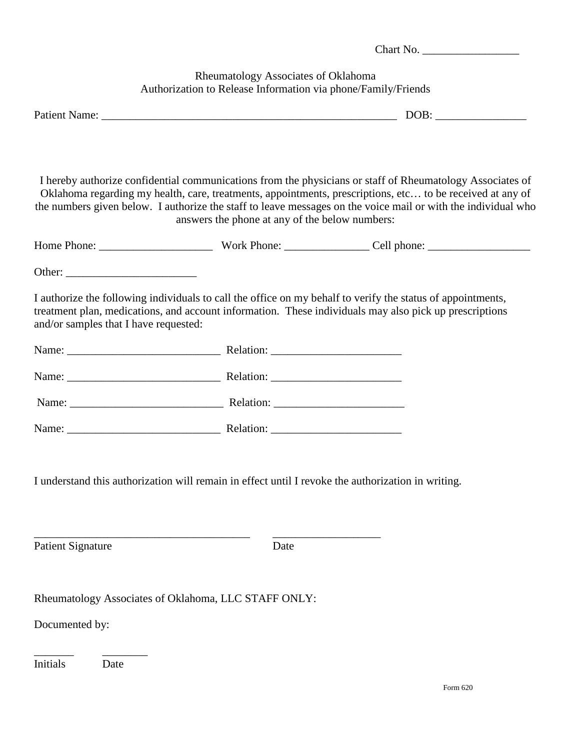Chart No. _________________

Rheumatology Associates of Oklahoma
Authorization to Release Information via phone/Family/Friends

Patient Name: _____________________________________________________ DOB: ________________

I hereby authorize confidential communications from the physicians or staff of Rheumatology Associates of Oklahoma regarding my health, care, treatments, appointments, prescriptions, etc… to be received at any of the numbers given below. I authorize the staff to leave messages on the voice mail or with the individual who answers the phone at any of the below numbers:

Home Phone: ____________________ Work Phone: _______________ Cell phone: __________________

Other: _______________________

I authorize the following individuals to call the office on my behalf to verify the status of appointments, treatment plan, medications, and account information. These individuals may also pick up prescriptions and/or samples that I have requested:

Name: ___________________________ Relation: _______________________

Name: ___________________________ Relation: _______________________

Name: ___________________________ Relation: _______________________

Name: ___________________________ Relation: _______________________

I understand this authorization will remain in effect until I revoke the authorization in writing.

_______________________________________ ___________________
Patient Signature Date

Rheumatology Associates of Oklahoma, LLC STAFF ONLY:

Documented by:

_______ ________
Initials Date

Form 620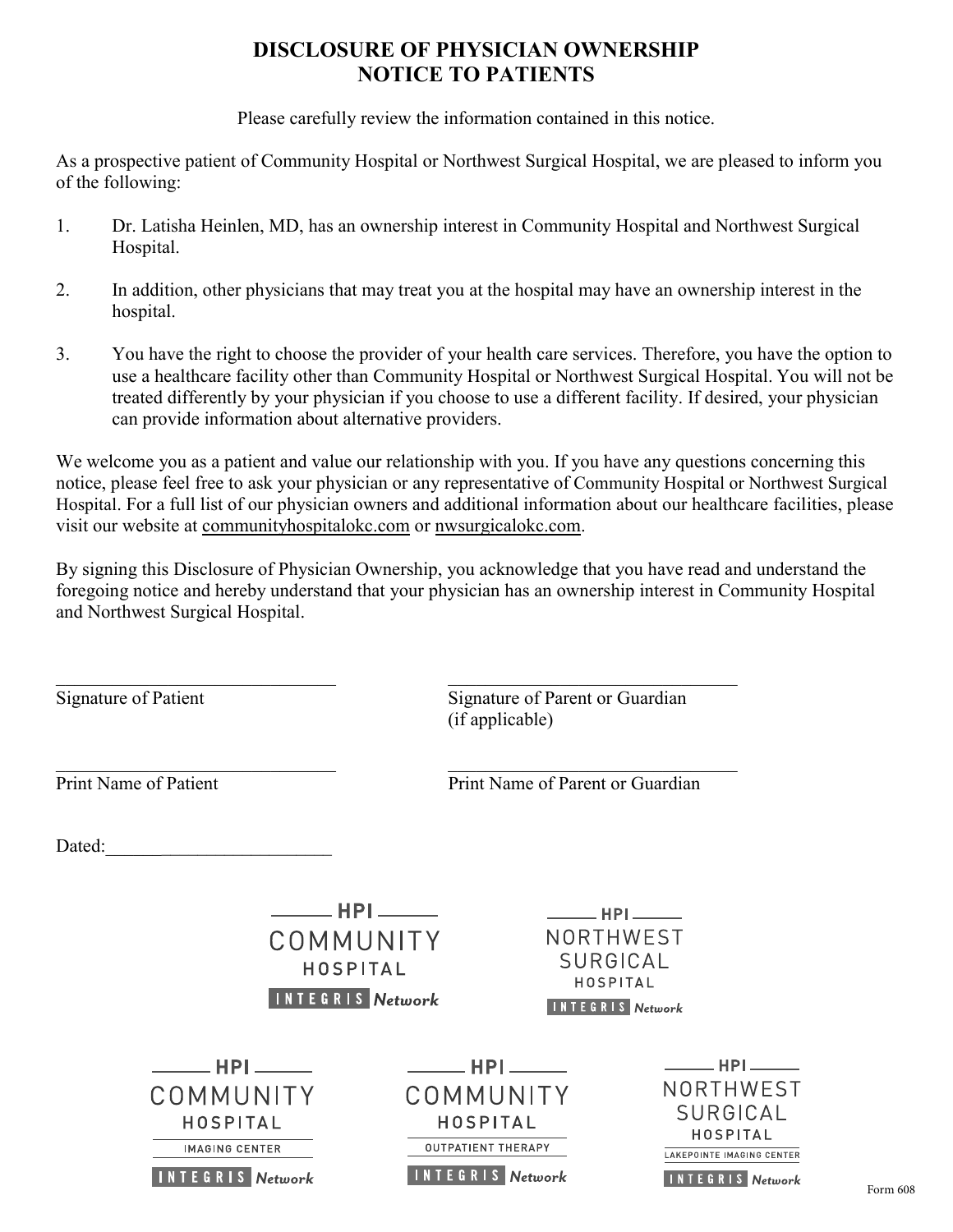# DISCLOSURE OF PHYSICIAN OWNERSHIP
# NOTICE TO PATIENTS

Please carefully review the information contained in this notice.

As a prospective patient of Community Hospital or Northwest Surgical Hospital, we are pleased to inform you of the following:

1. Dr. Latisha Heinlen, MD, has an ownership interest in Community Hospital and Northwest Surgical Hospital.

2. In addition, other physicians that may treat you at the hospital may have an ownership interest in the hospital.

3. You have the right to choose the provider of your health care services. Therefore, you have the option to use a healthcare facility other than Community Hospital or Northwest Surgical Hospital. You will not be treated differently by your physician if you choose to use a different facility. If desired, your physician can provide information about alternative providers.

We welcome you as a patient and value our relationship with you. If you have any questions concerning this notice, please feel free to ask your physician or any representative of Community Hospital or Northwest Surgical Hospital. For a full list of our physician owners and additional information about our healthcare facilities, please visit our website at communityhospitalokc.com or nwsurgicalokc.com.

By signing this Disclosure of Physician Ownership, you acknowledge that you have read and understand the foregoing notice and hereby understand that your physician has an ownership interest in Community Hospital and Northwest Surgical Hospital.

\_\_\_\_\_\_\_\_\_\_\_\_\_\_\_\_\_\_\_\_\_\_\_\_\_\_\_\_\_\_\_\_
Signature of Patient

\_\_\_\_\_\_\_\_\_\_\_\_\_\_\_\_\_\_\_\_\_\_\_\_\_\_\_\_\_\_\_\_
Signature of Parent or Guardian (if applicable)

\_\_\_\_\_\_\_\_\_\_\_\_\_\_\_\_\_\_\_\_\_\_\_\_\_\_\_\_\_\_\_\_
Print Name of Patient

\_\_\_\_\_\_\_\_\_\_\_\_\_\_\_\_\_\_\_\_\_\_\_\_\_\_\_\_\_\_\_\_
Print Name of Parent or Guardian

Dated:\_\_\_\_\_\_\_\_\_\_\_\_\_\_\_\_\_\_\_\_\_\_\_\_\_\_

HPI COMMUNITY HOSPITAL — INTEGRIS Network

HPI NORTHWEST SURGICAL HOSPITAL — INTEGRIS Network

HPI COMMUNITY HOSPITAL — IMAGING CENTER — INTEGRIS Network

HPI COMMUNITY HOSPITAL — OUTPATIENT THERAPY — INTEGRIS Network

HPI NORTHWEST SURGICAL HOSPITAL — LAKEPOINTE IMAGING CENTER — INTEGRIS Network

Form 608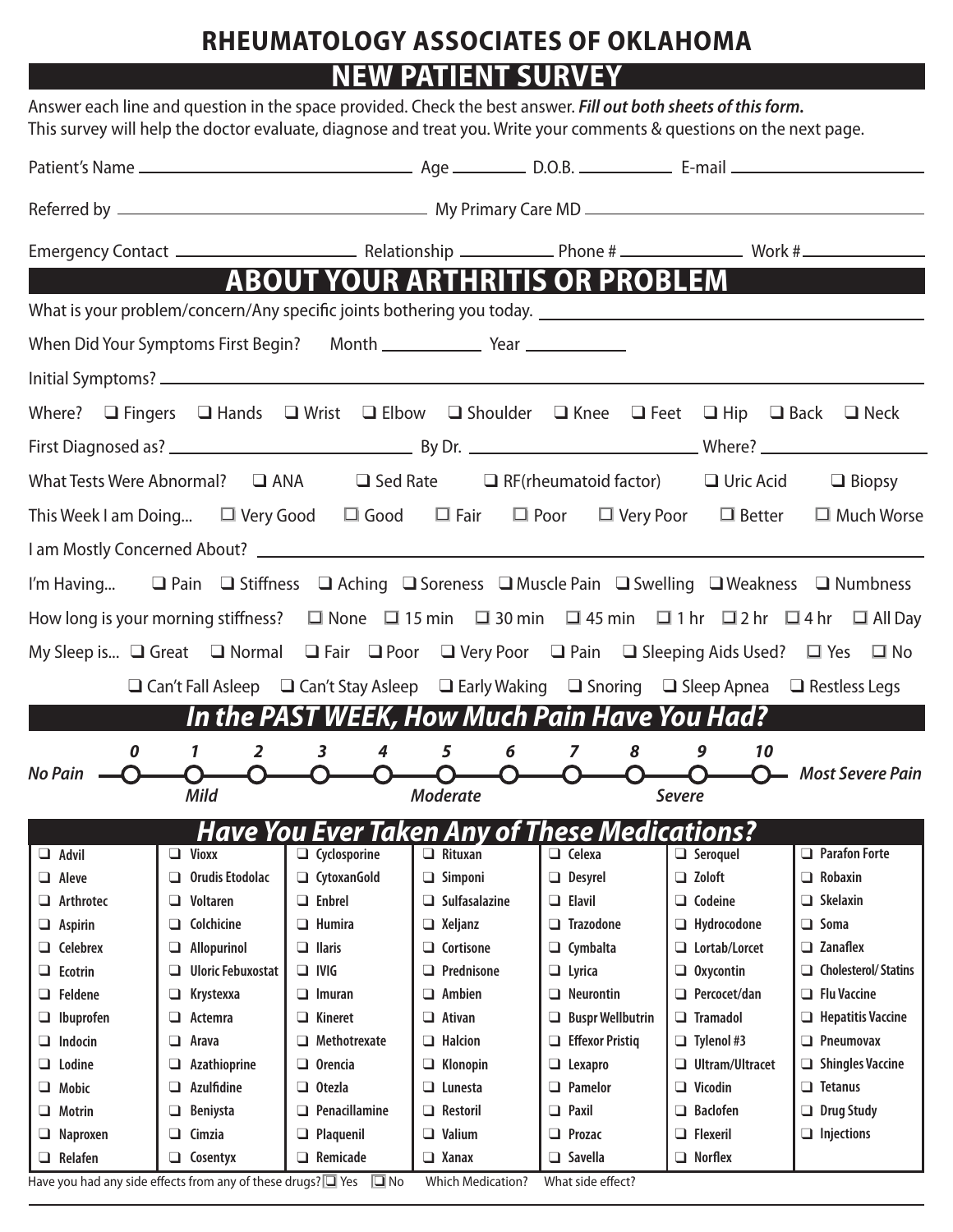# RHEUMATOLOGY ASSOCIATES OF OKLAHOMA

## NEW PATIENT SURVEY

Answer each line and question in the space provided. Check the best answer. ***Fill out both sheets of this form.***
This survey will help the doctor evaluate, diagnose and treat you. Write your comments & questions on the next page.

Patient's Name ____________________ Age ________ D.O.B. __________ E-mail ____________________

Referred by ____________________ My Primary Care MD ____________________

Emergency Contact ____________________ Relationship __________ Phone # ____________ Work # ____________

## ABOUT YOUR ARTHRITIS OR PROBLEM

What is your problem/concern/Any specific joints bothering you today. ____________________

When Did Your Symptoms First Begin? Month __________ Year __________

Initial Symptoms? ____________________

Where? ❑ Fingers ❑ Hands ❑ Wrist ❑ Elbow ❑ Shoulder ❑ Knee ❑ Feet ❑ Hip ❑ Back ❑ Neck

First Diagnosed as? ____________________ By Dr. ____________________ Where? ____________________

What Tests Were Abnormal? ❑ ANA ❑ Sed Rate ❑ RF(rheumatoid factor) ❑ Uric Acid ❑ Biopsy

This Week I am Doing... ☐ Very Good ☐ Good ☐ Fair ☐ Poor ☐ Very Poor ☐ Better ☐ Much Worse

I am Mostly Concerned About? ____________________

I'm Having... ❑ Pain ❑ Stiffness ❑ Aching ❑ Soreness ❑ Muscle Pain ❑ Swelling ❑ Weakness ❑ Numbness

How long is your morning stiffness? ☐ None ☐ 15 min ☐ 30 min ☐ 45 min ☐ 1 hr ☐ 2 hr ☐ 4 hr ☐ All Day

My Sleep is... ❑ Great ❑ Normal ❑ Fair ❑ Poor ❑ Very Poor ❑ Pain ❑ Sleeping Aids Used? ☐ Yes ☐ No

❑ Can't Fall Asleep ❑ Can't Stay Asleep ❑ Early Waking ❑ Snoring ❑ Sleep Apnea ❑ Restless Legs

## *In the PAST WEEK, How Much Pain Have You Had?*

***No Pain*** 0 — 1 — 2 — 3 — 4 — 5 — 6 — 7 — 8 — 9 — 10 ***Most Severe Pain***

*Mild* (1) *Moderate* (5) *Severe* (8)

## *Have You Ever Taken Any of These Medications?*

| | | | | | | |
|---|---|---|---|---|---|---|
| ❑ Advil | ❑ Vioxx | ❑ Cyclosporine | ❑ Rituxan | ❑ Celexa | ❑ Seroquel | ❑ Parafon Forte |
| ❑ Aleve | ❑ Orudis Etodolac | ❑ CytoxanGold | ❑ Simponi | ❑ Desyrel | ❑ Zoloft | ❑ Robaxin |
| ❑ Arthrotec | ❑ Voltaren | ❑ Enbrel | ❑ Sulfasalazine | ❑ Elavil | ❑ Codeine | ❑ Skelaxin |
| ❑ Aspirin | ❑ Colchicine | ❑ Humira | ❑ Xeljanz | ❑ Trazodone | ❑ Hydrocodone | ❑ Soma |
| ❑ Celebrex | ❑ Allopurinol | ❑ Ilaris | ❑ Cortisone | ❑ Cymbalta | ❑ Lortab/Lorcet | ❑ Zanaflex |
| ❑ Ecotrin | ❑ Uloric Febuxostat | ❑ IVIG | ❑ Prednisone | ❑ Lyrica | ❑ Oxycontin | ❑ Cholesterol/ Statins |
| ❑ Feldene | ❑ Krystexxa | ❑ Imuran | ❑ Ambien | ❑ Neurontin | ❑ Percocet/dan | ❑ Flu Vaccine |
| ❑ Ibuprofen | ❑ Actemra | ❑ Kineret | ❑ Ativan | ❑ Buspr Wellbutrin | ❑ Tramadol | ❑ Hepatitis Vaccine |
| ❑ Indocin | ❑ Arava | ❑ Methotrexate | ❑ Halcion | ❑ Effexor Pristiq | ❑ Tylenol #3 | ❑ Pneumovax |
| ❑ Lodine | ❑ Azathioprine | ❑ Orencia | ❑ Klonopin | ❑ Lexapro | ❑ Ultram/Ultracet | ❑ Shingles Vaccine |
| ❑ Mobic | ❑ Azulfidine | ❑ Otezla | ❑ Lunesta | ❑ Pamelor | ❑ Vicodin | ❑ Tetanus |
| ❑ Motrin | ❑ Beniysta | ❑ Penacillamine | ❑ Restoril | ❑ Paxil | ❑ Baclofen | ❑ Drug Study |
| ❑ Naproxen | ❑ Cimzia | ❑ Plaquenil | ❑ Valium | ❑ Prozac | ❑ Flexeril | ❑ Injections |
| ❑ Relafen | ❑ Cosentyx | ❑ Remicade | ❑ Xanax | ❑ Savella | ❑ Norflex | |

Have you had any side effects from any of these drugs? ❑ Yes ❑ No Which Medication? What side effect?

____________________